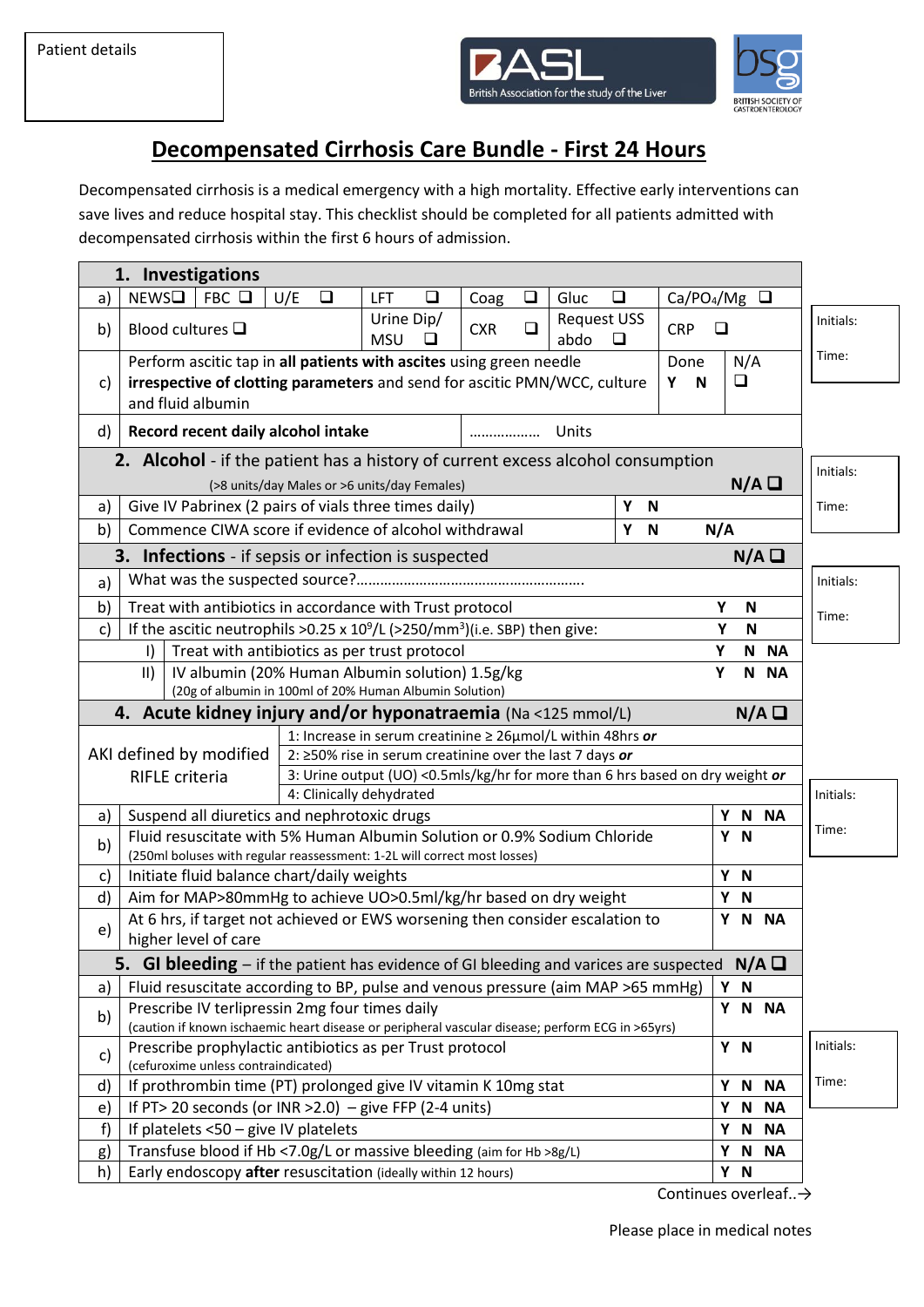Patient details

# Decompensated Cirrhosis Care Bundle - First 24 Hours

Decompensated cirrhosis is a medical emergency with a high mortality. Effective early interventions can save lives and reduce hospital stay. This checklist should be completed for all patients admitted with decompensated cirrhosis within the first 6 hours of admission.

## 1. Investigations

| | | | | | | | |
|---|---|---|---|---|---|---|---|
| a) | NEWS❑ \| FBC ❑ | U/E ❑ | LFT ❑ | Coag ❑ | Gluc ❑ | Ca/$PO_4$/Mg ❑ | |
| b) | Blood cultures ❑ | | Urine Dip/ MSU ❑ | CXR ❑ | Request USS abdo ❑ | CRP ❑ | |
| c) | Perform ascitic tap in **all patients with ascites** using green needle **irrespective of clotting parameters** and send for ascitic PMN/WCC, culture and fluid albumin | | | | | Done Y N | N/A ❑ |
| d) | **Record recent daily alcohol intake** | | | ……………… Units | | | |

Initials:

Time:

## 2. Alcohol - if the patient has a history of current excess alcohol consumption

(>8 units/day Males or >6 units/day Females) **N/A ❑**

| | | | |
|---|---|---|---|
| a) | Give IV Pabrinex (2 pairs of vials three times daily) | Y N | |
| b) | Commence CIWA score if evidence of alcohol withdrawal | Y N | N/A |

Initials:

Time:

## 3. Infections - if sepsis or infection is suspected **N/A ❑**

| | | |
|---|---|---|
| a) | What was the suspected source?………………………………………………… | |
| b) | Treat with antibiotics in accordance with Trust protocol | Y N |
| c) | If the ascitic neutrophils $>0.25 \times 10^9$/L ($>250$/mm$^3$)(i.e. SBP) then give: | Y N |
| I) | Treat with antibiotics as per trust protocol | Y N NA |
| II) | IV albumin (20% Human Albumin solution) 1.5g/kg (20g of albumin in 100ml of 20% Human Albumin Solution) | Y N NA |

Initials:

Time:

## 4. Acute kidney injury and/or hyponatraemia (Na <125 mmol/L) **N/A ❑**

| AKI defined by modified RIFLE criteria | |
|---|---|
| | 1: Increase in serum creatinine ≥ 26µmol/L within 48hrs ***or*** |
| | 2: ≥50% rise in serum creatinine over the last 7 days ***or*** |
| | 3: Urine output (UO) <0.5mls/kg/hr for more than 6 hrs based on dry weight ***or*** |
| | 4: Clinically dehydrated |

| | | |
|---|---|---|
| a) | Suspend all diuretics and nephrotoxic drugs | Y N NA |
| b) | Fluid resuscitate with 5% Human Albumin Solution or 0.9% Sodium Chloride (250ml boluses with regular reassessment: 1-2L will correct most losses) | Y N |
| c) | Initiate fluid balance chart/daily weights | Y N |
| d) | Aim for MAP>80mmHg to achieve UO>0.5ml/kg/hr based on dry weight | Y N |
| e) | At 6 hrs, if target not achieved or EWS worsening then consider escalation to higher level of care | Y N NA |

Initials:

Time:

## 5. GI bleeding – if the patient has evidence of GI bleeding and varices are suspected **N/A ❑**

| | | |
|---|---|---|
| a) | Fluid resuscitate according to BP, pulse and venous pressure (aim MAP >65 mmHg) | Y N |
| b) | Prescribe IV terlipressin 2mg four times daily (caution if known ischaemic heart disease or peripheral vascular disease; perform ECG in >65yrs) | Y N NA |
| c) | Prescribe prophylactic antibiotics as per Trust protocol (cefuroxime unless contraindicated) | Y N |
| d) | If prothrombin time (PT) prolonged give IV vitamin K 10mg stat | Y N NA |
| e) | If PT> 20 seconds (or INR >2.0) – give FFP (2-4 units) | Y N NA |
| f) | If platelets <50 – give IV platelets | Y N NA |
| g) | Transfuse blood if Hb <7.0g/L or massive bleeding (aim for Hb >8g/L) | Y N NA |
| h) | Early endoscopy **after** resuscitation (ideally within 12 hours) | Y N |

Initials:

Time:

Continues overleaf..→

Please place in medical notes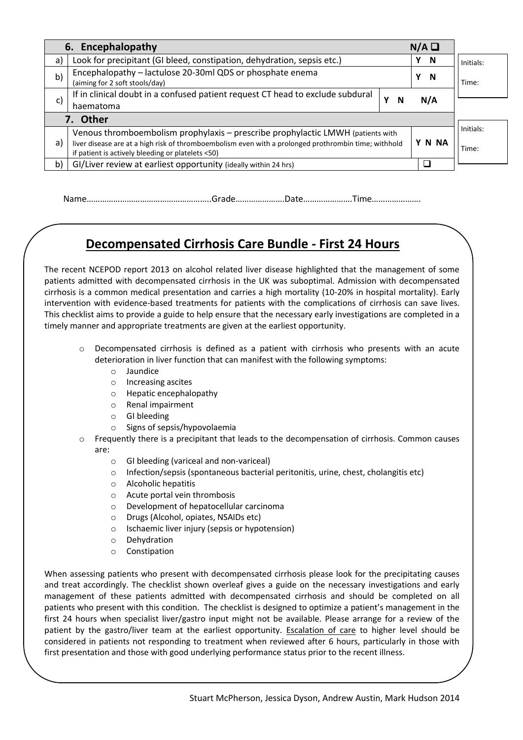| | | | |
|---|---|---|---|
| | **6. Encephalopathy** | N/A ☐ | |
| a) | Look for precipitant (GI bleed, constipation, dehydration, sepsis etc.) | Y N | Initials: |
| b) | Encephalopathy – lactulose 20-30ml QDS or phosphate enema (aiming for 2 soft stools/day) | Y N | Time: |
| c) | If in clinical doubt in a confused patient request CT head to exclude subdural haematoma | Y N N/A | |
| | **7. Other** | | |
| a) | Venous thromboembolism prophylaxis – prescribe prophylactic LMWH (patients with liver disease are at a high risk of thromboembolism even with a prolonged prothrombin time; withhold if patient is actively bleeding or platelets <50) | Y N NA | Initials: Time: |
| b) | GI/Liver review at earliest opportunity (ideally within 24 hrs) | ☐ | |

Name……………………………………………….Grade…………………Date…………………Time…………………

## Decompensated Cirrhosis Care Bundle - First 24 Hours

The recent NCEPOD report 2013 on alcohol related liver disease highlighted that the management of some patients admitted with decompensated cirrhosis in the UK was suboptimal. Admission with decompensated cirrhosis is a common medical presentation and carries a high mortality (10-20% in hospital mortality). Early intervention with evidence-based treatments for patients with the complications of cirrhosis can save lives. This checklist aims to provide a guide to help ensure that the necessary early investigations are completed in a timely manner and appropriate treatments are given at the earliest opportunity.

- Decompensated cirrhosis is defined as a patient with cirrhosis who presents with an acute deterioration in liver function that can manifest with the following symptoms:
  - Jaundice
  - Increasing ascites
  - Hepatic encephalopathy
  - Renal impairment
  - GI bleeding
  - Signs of sepsis/hypovolaemia
- Frequently there is a precipitant that leads to the decompensation of cirrhosis. Common causes are:
  - GI bleeding (variceal and non-variceal)
  - Infection/sepsis (spontaneous bacterial peritonitis, urine, chest, cholangitis etc)
  - Alcoholic hepatitis
  - Acute portal vein thrombosis
  - Development of hepatocellular carcinoma
  - Drugs (Alcohol, opiates, NSAIDs etc)
  - Ischaemic liver injury (sepsis or hypotension)
  - Dehydration
  - Constipation

When assessing patients who present with decompensated cirrhosis please look for the precipitating causes and treat accordingly. The checklist shown overleaf gives a guide on the necessary investigations and early management of these patients admitted with decompensated cirrhosis and should be completed on all patients who present with this condition. The checklist is designed to optimize a patient's management in the first 24 hours when specialist liver/gastro input might not be available. Please arrange for a review of the patient by the gastro/liver team at the earliest opportunity. Escalation of care to higher level should be considered in patients not responding to treatment when reviewed after 6 hours, particularly in those with first presentation and those with good underlying performance status prior to the recent illness.

Stuart McPherson, Jessica Dyson, Andrew Austin, Mark Hudson 2014